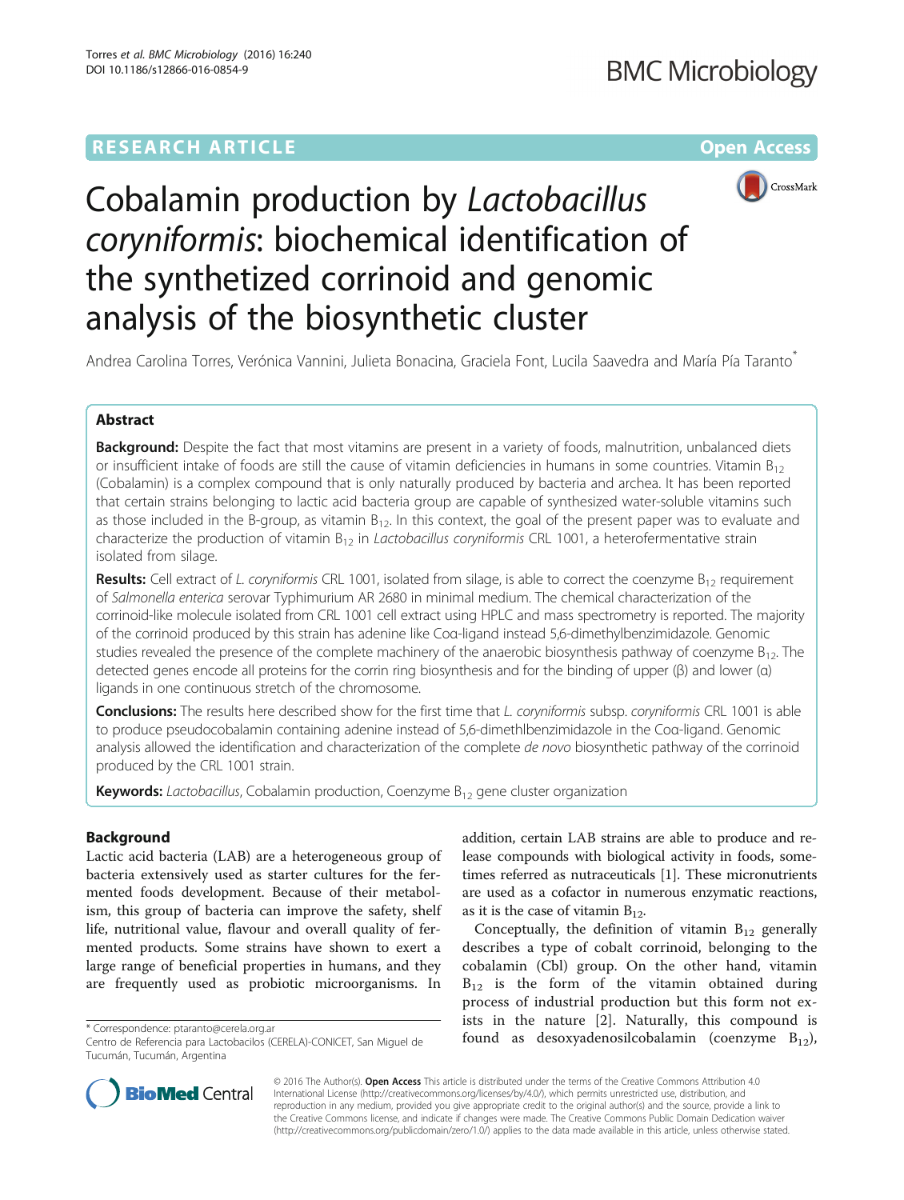RESEARCH ARTICLE

Open Access

# Cobalamin production by *Lactobacillus coryniformis*: biochemical identification of the synthetized corrinoid and genomic analysis of the biosynthetic cluster

Andrea Carolina Torres, Verónica Vannini, Julieta Bonacina, Graciela Font, Lucila Saavedra and María Pía Taranto*

## Abstract

**Background:** Despite the fact that most vitamins are present in a variety of foods, malnutrition, unbalanced diets or insufficient intake of foods are still the cause of vitamin deficiencies in humans in some countries. Vitamin $B_{12}$ (Cobalamin) is a complex compound that is only naturally produced by bacteria and archea. It has been reported that certain strains belonging to lactic acid bacteria group are capable of synthesized water-soluble vitamins such as those included in the B-group, as vitamin $B_{12}$. In this context, the goal of the present paper was to evaluate and characterize the production of vitamin $B_{12}$ in *Lactobacillus coryniformis* CRL 1001, a heterofermentative strain isolated from silage.

**Results:** Cell extract of *L. coryniformis* CRL 1001, isolated from silage, is able to correct the coenzyme $B_{12}$ requirement of *Salmonella enterica* serovar Typhimurium AR 2680 in minimal medium. The chemical characterization of the corrinoid-like molecule isolated from CRL 1001 cell extract using HPLC and mass spectrometry is reported. The majority of the corrinoid produced by this strain has adenine like Coα-ligand instead 5,6-dimethylbenzimidazole. Genomic studies revealed the presence of the complete machinery of the anaerobic biosynthesis pathway of coenzyme $B_{12}$. The detected genes encode all proteins for the corrin ring biosynthesis and for the binding of upper (β) and lower (α) ligands in one continuous stretch of the chromosome.

**Conclusions:** The results here described show for the first time that *L. coryniformis* subsp. *coryniformis* CRL 1001 is able to produce pseudocobalamin containing adenine instead of 5,6-dimethlbenzimidazole in the Coα-ligand. Genomic analysis allowed the identification and characterization of the complete *de novo* biosynthetic pathway of the corrinoid produced by the CRL 1001 strain.

**Keywords:** *Lactobacillus*, Cobalamin production, Coenzyme $B_{12}$ gene cluster organization

## Background

Lactic acid bacteria (LAB) are a heterogeneous group of bacteria extensively used as starter cultures for the fermented foods development. Because of their metabolism, this group of bacteria can improve the safety, shelf life, nutritional value, flavour and overall quality of fermented products. Some strains have shown to exert a large range of beneficial properties in humans, and they are frequently used as probiotic microorganisms. In addition, certain LAB strains are able to produce and release compounds with biological activity in foods, sometimes referred as nutraceuticals [1]. These micronutrients are used as a cofactor in numerous enzymatic reactions, as it is the case of vitamin $B_{12}$.

Conceptually, the definition of vitamin $B_{12}$ generally describes a type of cobalt corrinoid, belonging to the cobalamin (Cbl) group. On the other hand, vitamin $B_{12}$ is the form of the vitamin obtained during process of industrial production but this form not exists in the nature [2]. Naturally, this compound is found as desoxyadenosilcobalamin (coenzyme $B_{12}$),

\* Correspondence: ptaranto@cerela.org.ar

Centro de Referencia para Lactobacilos (CERELA)-CONICET, San Miguel de Tucumán, Tucumán, Argentina

© 2016 The Author(s). **Open Access** This article is distributed under the terms of the Creative Commons Attribution 4.0 International License (http://creativecommons.org/licenses/by/4.0/), which permits unrestricted use, distribution, and reproduction in any medium, provided you give appropriate credit to the original author(s) and the source, provide a link to the Creative Commons license, and indicate if changes were made. The Creative Commons Public Domain Dedication waiver (http://creativecommons.org/publicdomain/zero/1.0/) applies to the data made available in this article, unless otherwise stated.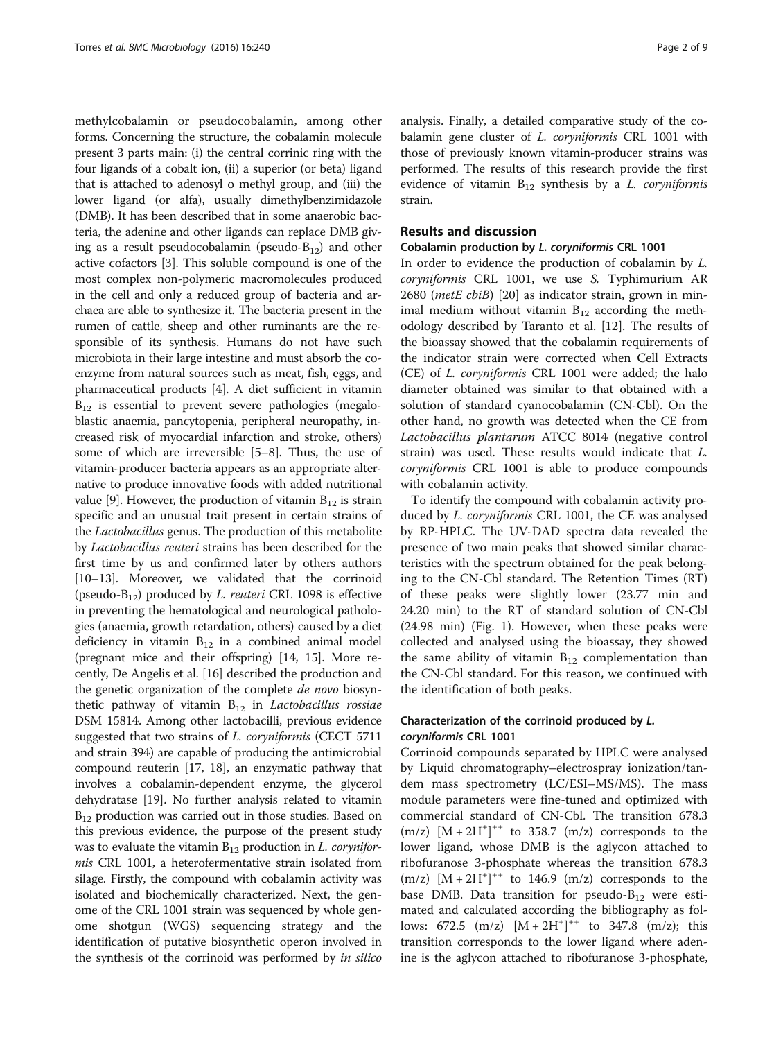methylcobalamin or pseudocobalamin, among other forms. Concerning the structure, the cobalamin molecule present 3 parts main: (i) the central corrinic ring with the four ligands of a cobalt ion, (ii) a superior (or beta) ligand that is attached to adenosyl o methyl group, and (iii) the lower ligand (or alfa), usually dimethylbenzimidazole (DMB). It has been described that in some anaerobic bacteria, the adenine and other ligands can replace DMB giving as a result pseudocobalamin (pseudo-$B_{12}$) and other active cofactors [3]. This soluble compound is one of the most complex non-polymeric macromolecules produced in the cell and only a reduced group of bacteria and archaea are able to synthesize it. The bacteria present in the rumen of cattle, sheep and other ruminants are the responsible of its synthesis. Humans do not have such microbiota in their large intestine and must absorb the coenzyme from natural sources such as meat, fish, eggs, and pharmaceutical products [4]. A diet sufficient in vitamin $B_{12}$ is essential to prevent severe pathologies (megaloblastic anaemia, pancytopenia, peripheral neuropathy, increased risk of myocardial infarction and stroke, others) some of which are irreversible [5–8]. Thus, the use of vitamin-producer bacteria appears as an appropriate alternative to produce innovative foods with added nutritional value [9]. However, the production of vitamin $B_{12}$ is strain specific and an unusual trait present in certain strains of the *Lactobacillus* genus. The production of this metabolite by *Lactobacillus reuteri* strains has been described for the first time by us and confirmed later by others authors [10–13]. Moreover, we validated that the corrinoid (pseudo-$B_{12}$) produced by *L. reuteri* CRL 1098 is effective in preventing the hematological and neurological pathologies (anaemia, growth retardation, others) caused by a diet deficiency in vitamin $B_{12}$ in a combined animal model (pregnant mice and their offspring) [14, 15]. More recently, De Angelis et al. [16] described the production and the genetic organization of the complete *de novo* biosynthetic pathway of vitamin $B_{12}$ in *Lactobacillus rossiae* DSM 15814. Among other lactobacilli, previous evidence suggested that two strains of *L. coryniformis* (CECT 5711 and strain 394) are capable of producing the antimicrobial compound reuterin [17, 18], an enzymatic pathway that involves a cobalamin-dependent enzyme, the glycerol dehydratase [19]. No further analysis related to vitamin $B_{12}$ production was carried out in those studies. Based on this previous evidence, the purpose of the present study was to evaluate the vitamin $B_{12}$ production in *L. coryniformis* CRL 1001, a heterofermentative strain isolated from silage. Firstly, the compound with cobalamin activity was isolated and biochemically characterized. Next, the genome of the CRL 1001 strain was sequenced by whole genome shotgun (WGS) sequencing strategy and the identification of putative biosynthetic operon involved in the synthesis of the corrinoid was performed by *in silico* analysis. Finally, a detailed comparative study of the cobalamin gene cluster of *L. coryniformis* CRL 1001 with those of previously known vitamin-producer strains was performed. The results of this research provide the first evidence of vitamin $B_{12}$ synthesis by a *L. coryniformis* strain.

## Results and discussion

### Cobalamin production by *L. coryniformis* CRL 1001

In order to evidence the production of cobalamin by *L. coryniformis* CRL 1001, we use *S.* Typhimurium AR 2680 (*metE cbiB*) [20] as indicator strain, grown in minimal medium without vitamin $B_{12}$ according the methodology described by Taranto et al. [12]. The results of the bioassay showed that the cobalamin requirements of the indicator strain were corrected when Cell Extracts (CE) of *L. coryniformis* CRL 1001 were added; the halo diameter obtained was similar to that obtained with a solution of standard cyanocobalamin (CN-Cbl). On the other hand, no growth was detected when the CE from *Lactobacillus plantarum* ATCC 8014 (negative control strain) was used. These results would indicate that *L. coryniformis* CRL 1001 is able to produce compounds with cobalamin activity.

To identify the compound with cobalamin activity produced by *L. coryniformis* CRL 1001, the CE was analysed by RP-HPLC. The UV-DAD spectra data revealed the presence of two main peaks that showed similar characteristics with the spectrum obtained for the peak belonging to the CN-Cbl standard. The Retention Times (RT) of these peaks were slightly lower (23.77 min and 24.20 min) to the RT of standard solution of CN-Cbl (24.98 min) (Fig. 1). However, when these peaks were collected and analysed using the bioassay, they showed the same ability of vitamin $B_{12}$ complementation than the CN-Cbl standard. For this reason, we continued with the identification of both peaks.

### Characterization of the corrinoid produced by *L. coryniformis* CRL 1001

Corrinoid compounds separated by HPLC were analysed by Liquid chromatography–electrospray ionization/tandem mass spectrometry (LC/ESI–MS/MS). The mass module parameters were fine-tuned and optimized with commercial standard of CN-Cbl. The transition 678.3 (m/z) $[M + 2H^{+}]^{++}$ to 358.7 (m/z) corresponds to the lower ligand, whose DMB is the aglycon attached to ribofuranose 3-phosphate whereas the transition 678.3 (m/z) $[M + 2H^{+}]^{++}$ to 146.9 (m/z) corresponds to the base DMB. Data transition for pseudo-$B_{12}$ were estimated and calculated according the bibliography as follows: 672.5 (m/z) $[M + 2H^{+}]^{++}$ to 347.8 (m/z); this transition corresponds to the lower ligand where adenine is the aglycon attached to ribofuranose 3-phosphate,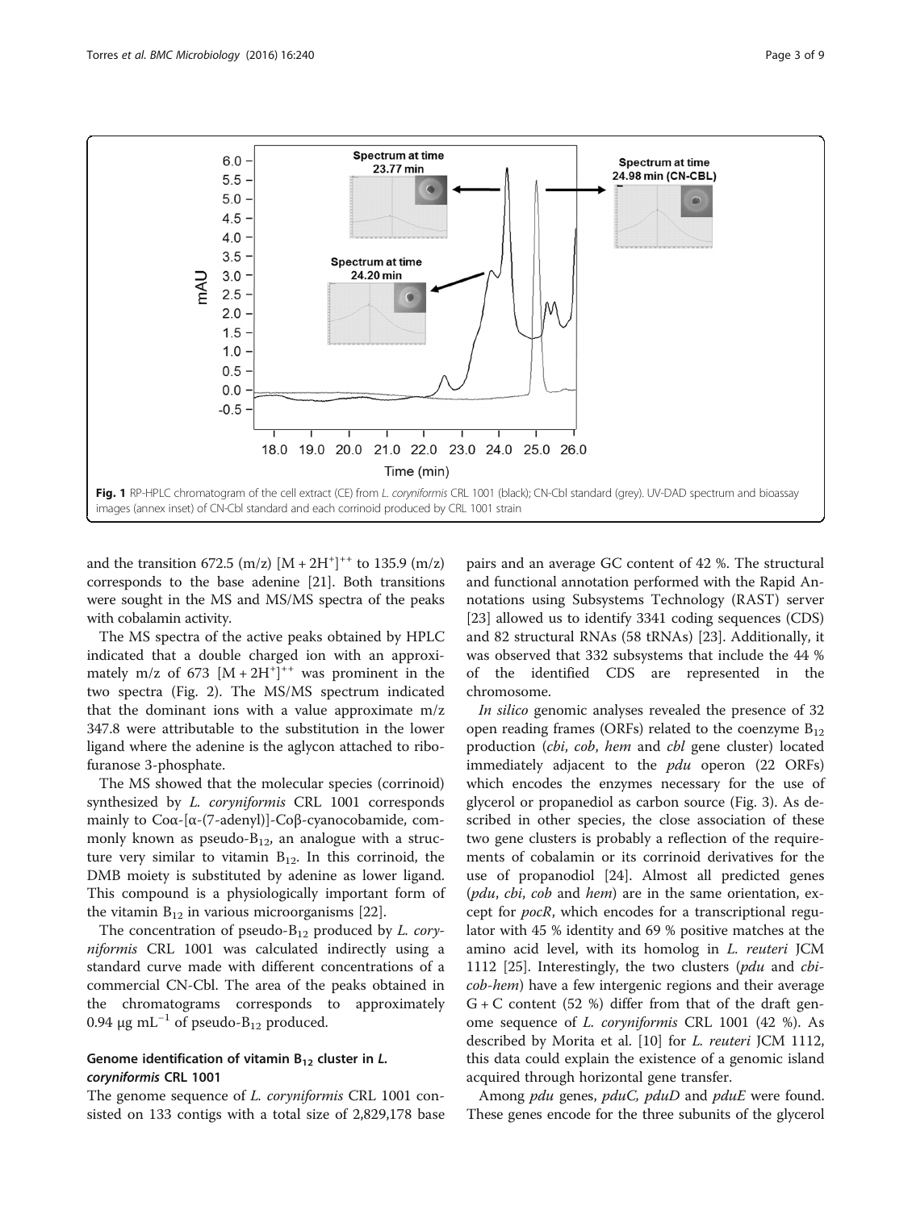Fig. 1 RP-HPLC chromatogram of the cell extract (CE) from *L. coryniformis* CRL 1001 (black); CN-Cbl standard (grey). UV-DAD spectrum and bioassay images (annex inset) of CN-Cbl standard and each corrinoid produced by CRL 1001 strain

and the transition 672.5 (m/z) $[M + 2H^+]^{++}$ to 135.9 (m/z) corresponds to the base adenine [21]. Both transitions were sought in the MS and MS/MS spectra of the peaks with cobalamin activity.

The MS spectra of the active peaks obtained by HPLC indicated that a double charged ion with an approximately m/z of 673 $[M + 2H^+]^{++}$ was prominent in the two spectra (Fig. 2). The MS/MS spectrum indicated that the dominant ions with a value approximate m/z 347.8 were attributable to the substitution in the lower ligand where the adenine is the aglycon attached to ribofuranose 3-phosphate.

The MS showed that the molecular species (corrinoid) synthesized by *L. coryniformis* CRL 1001 corresponds mainly to Coα-[α-(7-adenyl)]-Coβ-cyanocobamide, commonly known as pseudo-$B_{12}$, an analogue with a structure very similar to vitamin $B_{12}$. In this corrinoid, the DMB moiety is substituted by adenine as lower ligand. This compound is a physiologically important form of the vitamin $B_{12}$ in various microorganisms [22].

The concentration of pseudo-$B_{12}$ produced by *L. coryniformis* CRL 1001 was calculated indirectly using a standard curve made with different concentrations of a commercial CN-Cbl. The area of the peaks obtained in the chromatograms corresponds to approximately 0.94 μg $mL^{-1}$ of pseudo-$B_{12}$ produced.

## Genome identification of vitamin $B_{12}$ cluster in *L. coryniformis* CRL 1001

The genome sequence of *L. coryniformis* CRL 1001 consisted on 133 contigs with a total size of 2,829,178 base pairs and an average GC content of 42 %. The structural and functional annotation performed with the Rapid Annotations using Subsystems Technology (RAST) server [23] allowed us to identify 3341 coding sequences (CDS) and 82 structural RNAs (58 tRNAs) [23]. Additionally, it was observed that 332 subsystems that include the 44 % of the identified CDS are represented in the chromosome.

*In silico* genomic analyses revealed the presence of 32 open reading frames (ORFs) related to the coenzyme $B_{12}$ production (*cbi*, *cob*, *hem* and *cbl* gene cluster) located immediately adjacent to the *pdu* operon (22 ORFs) which encodes the enzymes necessary for the use of glycerol or propanediol as carbon source (Fig. 3). As described in other species, the close association of these two gene clusters is probably a reflection of the requirements of cobalamin or its corrinoid derivatives for the use of propanodiol [24]. Almost all predicted genes (*pdu*, *cbi*, *cob* and *hem*) are in the same orientation, except for *pocR*, which encodes for a transcriptional regulator with 45 % identity and 69 % positive matches at the amino acid level, with its homolog in *L. reuteri* JCM 1112 [25]. Interestingly, the two clusters (*pdu* and *cbi-cob-hem*) have a few intergenic regions and their average G + C content (52 %) differ from that of the draft genome sequence of *L. coryniformis* CRL 1001 (42 %). As described by Morita et al. [10] for *L. reuteri* JCM 1112, this data could explain the existence of a genomic island acquired through horizontal gene transfer.

Among *pdu* genes, *pduC, pduD* and *pduE* were found. These genes encode for the three subunits of the glycerol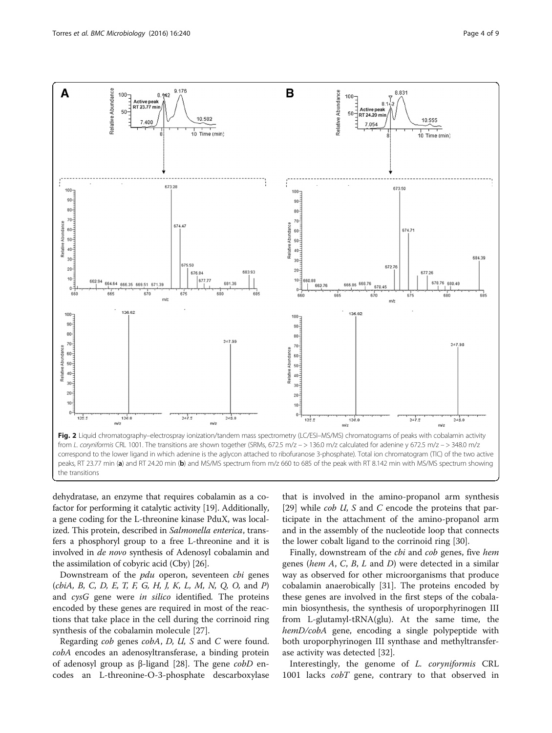**Fig. 2** Liquid chromatography–electrospray ionization/tandem mass spectrometry (LC/ESI–MS/MS) chromatograms of peaks with cobalamin activity from *L. coryniformis* CRL 1001. The transitions are shown together (SRMs, 672.5 m/z – > 136.0 m/z calculated for adenine y 672.5 m/z – > 348.0 m/z correspond to the lower ligand in which adenine is the aglycon attached to ribofuranose 3-phosphate). Total ion chromatogram (TIC) of the two active peaks, RT 23.77 min (**a**) and RT 24.20 min (**b**) and MS/MS spectrum from m/z 660 to 685 of the peak with RT 8.142 min with MS/MS spectrum showing the transitions

dehydratase, an enzyme that requires cobalamin as a co-factor for performing it catalytic activity [19]. Additionally, a gene coding for the L-threonine kinase PduX, was localized. This protein, described in *Salmonella enterica*, transfers a phosphoryl group to a free L-threonine and it is involved in *de novo* synthesis of Adenosyl cobalamin and the assimilation of cobyric acid (Cby) [26].

Downstream of the *pdu* operon, seventeen *cbi* genes (*cbiA, B, C, D, E, T, F, G, H, J, K, L, M, N, Q, O,* and *P*) and *cysG* gene were *in silico* identified. The proteins encoded by these genes are required in most of the reactions that take place in the cell during the corrinoid ring synthesis of the cobalamin molecule [27].

Regarding *cob* genes *cobA*, *D, U, S* and *C* were found. *cobA* encodes an adenosyltransferase, a binding protein of adenosyl group as β-ligand [28]. The gene *cobD* encodes an L-threonine-O-3-phosphate descarboxylase that is involved in the amino-propanol arm synthesis [29] while *cob U, S* and *C* encode the proteins that participate in the attachment of the amino-propanol arm and in the assembly of the nucleotide loop that connects the lower cobalt ligand to the corrinoid ring [30].

Finally, downstream of the *cbi* and *cob* genes, five *hem* genes (*hem A, C, B, L* and *D*) were detected in a similar way as observed for other microorganisms that produce cobalamin anaerobically [31]. The proteins encoded by these genes are involved in the first steps of the cobalamin biosynthesis, the synthesis of uroporphyrinogen III from L-glutamyl-tRNA(glu). At the same time, the *hemD/cobA* gene, encoding a single polypeptide with both uroporphyrinogen III synthase and methyltransferase activity was detected [32].

Interestingly, the genome of *L. coryniformis* CRL 1001 lacks *cobT* gene, contrary to that observed in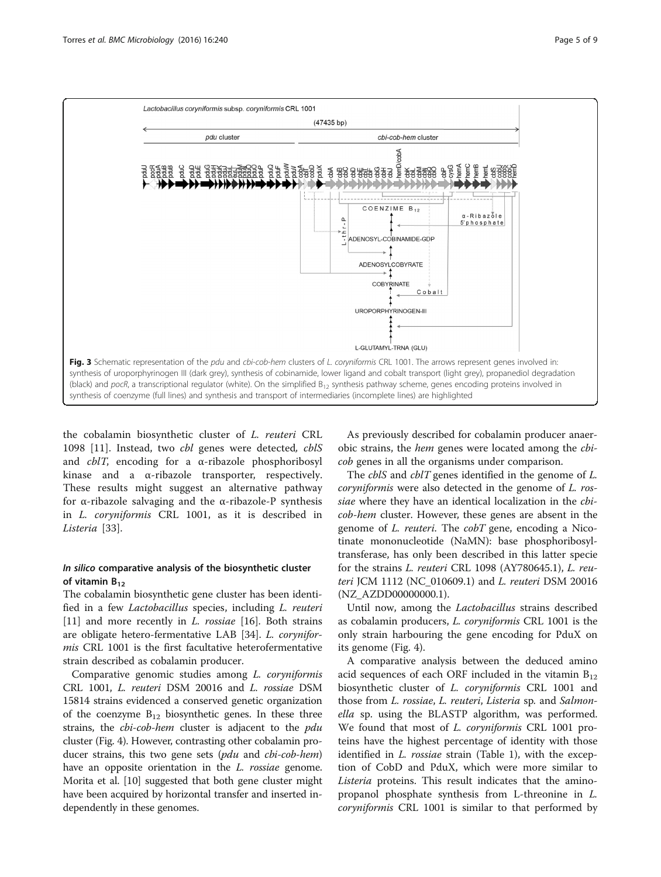Fig. 3 Schematic representation of the *pdu* and *cbi-cob-hem* clusters of *L. coryniformis* CRL 1001. The arrows represent genes involved in: synthesis of uroporphyrinogen III (dark grey), synthesis of cobinamide, lower ligand and cobalt transport (light grey), propanediol degradation (black) and *pocR*, a transcriptional regulator (white). On the simplified $B_{12}$ synthesis pathway scheme, genes encoding proteins involved in synthesis of coenzyme (full lines) and synthesis and transport of intermediaries (incomplete lines) are highlighted

the cobalamin biosynthetic cluster of *L. reuteri* CRL 1098 [11]. Instead, two *cbl* genes were detected, *cblS* and *cblT*, encoding for a α-ribazole phosphoribosyl kinase and a α-ribazole transporter, respectively. These results might suggest an alternative pathway for α-ribazole salvaging and the α-ribazole-P synthesis in *L. coryniformis* CRL 1001, as it is described in *Listeria* [33].

### *In silico* comparative analysis of the biosynthetic cluster of vitamin $B_{12}$

The cobalamin biosynthetic gene cluster has been identified in a few *Lactobacillus* species, including *L. reuteri* [11] and more recently in *L. rossiae* [16]. Both strains are obligate hetero-fermentative LAB [34]. *L. coryniformis* CRL 1001 is the first facultative heterofermentative strain described as cobalamin producer.

Comparative genomic studies among *L. coryniformis* CRL 1001, *L. reuteri* DSM 20016 and *L. rossiae* DSM 15814 strains evidenced a conserved genetic organization of the coenzyme $B_{12}$ biosynthetic genes. In these three strains, the *cbi-cob-hem* cluster is adjacent to the *pdu* cluster (Fig. 4). However, contrasting other cobalamin producer strains, this two gene sets (*pdu* and *cbi-cob-hem*) have an opposite orientation in the *L. rossiae* genome. Morita et al. [10] suggested that both gene cluster might have been acquired by horizontal transfer and inserted independently in these genomes.

As previously described for cobalamin producer anaerobic strains, the *hem* genes were located among the *cbi-cob* genes in all the organisms under comparison.

The *cblS* and *cblT* genes identified in the genome of *L. coryniformis* were also detected in the genome of *L. rossiae* where they have an identical localization in the *cbi-cob-hem* cluster. However, these genes are absent in the genome of *L. reuteri*. The *cobT* gene, encoding a Nicotinate mononucleotide (NaMN): base phosphoribosyltransferase, has only been described in this latter specie for the strains *L. reuteri* CRL 1098 (AY780645.1), *L. reuteri* JCM 1112 (NC_010609.1) and *L. reuteri* DSM 20016 (NZ_AZDD00000000.1).

Until now, among the *Lactobacillus* strains described as cobalamin producers, *L. coryniformis* CRL 1001 is the only strain harbouring the gene encoding for PduX on its genome (Fig. 4).

A comparative analysis between the deduced amino acid sequences of each ORF included in the vitamin $B_{12}$ biosynthetic cluster of *L. coryniformis* CRL 1001 and those from *L. rossiae*, *L. reuteri*, *Listeria* sp. and *Salmonella* sp. using the BLASTP algorithm, was performed. We found that most of *L. coryniformis* CRL 1001 proteins have the highest percentage of identity with those identified in *L. rossiae* strain (Table 1), with the exception of CobD and PduX, which were more similar to *Listeria* proteins. This result indicates that the aminopropanol phosphate synthesis from L-threonine in *L. coryniformis* CRL 1001 is similar to that performed by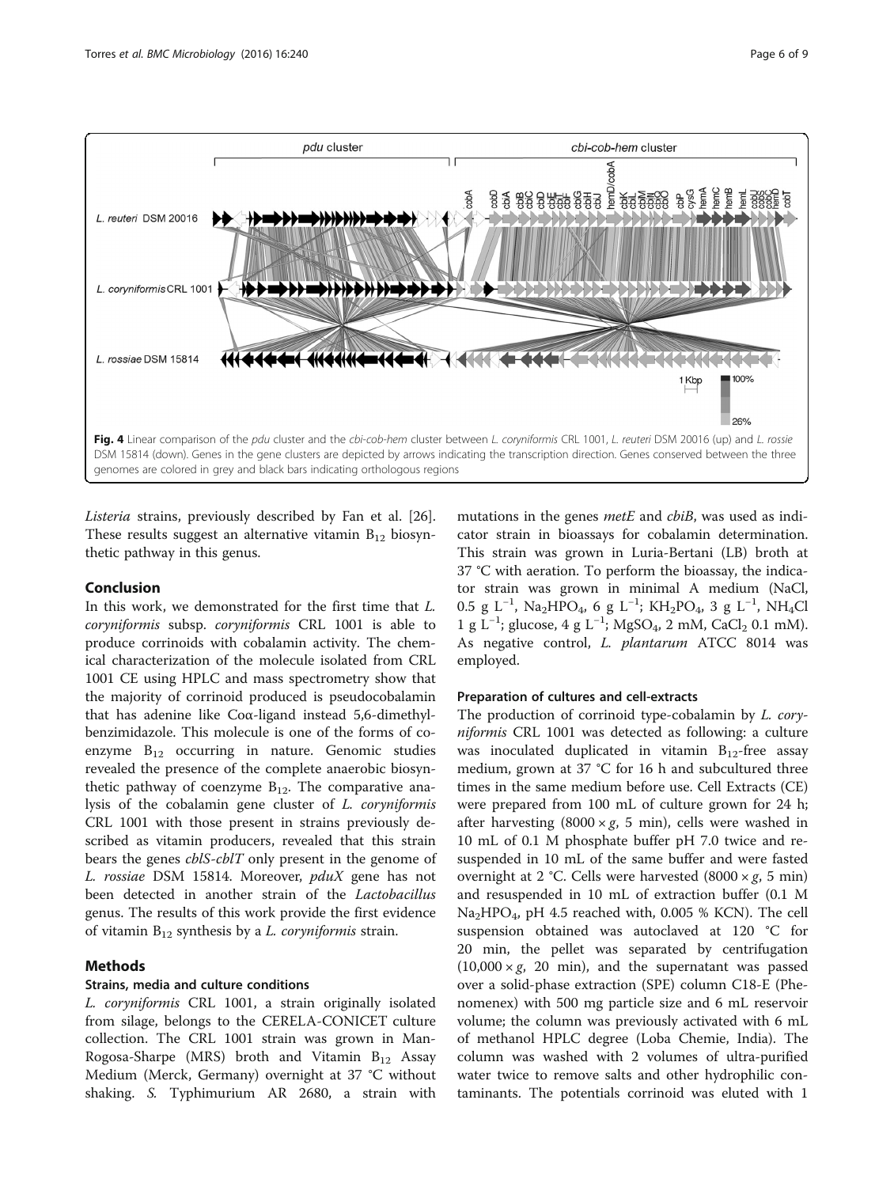**Fig. 4** Linear comparison of the *pdu* cluster and the *cbi-cob-hem* cluster between *L. coryniformis* CRL 1001, *L. reuteri* DSM 20016 (up) and *L. rossie* DSM 15814 (down). Genes in the gene clusters are depicted by arrows indicating the transcription direction. Genes conserved between the three genomes are colored in grey and black bars indicating orthologous regions

*Listeria* strains, previously described by Fan et al. [26]. These results suggest an alternative vitamin $B_{12}$ biosynthetic pathway in this genus.

## Conclusion

In this work, we demonstrated for the first time that *L. coryniformis* subsp. *coryniformis* CRL 1001 is able to produce corrinoids with cobalamin activity. The chemical characterization of the molecule isolated from CRL 1001 CE using HPLC and mass spectrometry show that the majority of corrinoid produced is pseudocobalamin that has adenine like Coα-ligand instead 5,6-dimethylbenzimidazole. This molecule is one of the forms of coenzyme $B_{12}$ occurring in nature. Genomic studies revealed the presence of the complete anaerobic biosynthetic pathway of coenzyme $B_{12}$. The comparative analysis of the cobalamin gene cluster of *L. coryniformis* CRL 1001 with those present in strains previously described as vitamin producers, revealed that this strain bears the genes *cblS-cblT* only present in the genome of *L. rossiae* DSM 15814. Moreover, *pduX* gene has not been detected in another strain of the *Lactobacillus* genus. The results of this work provide the first evidence of vitamin $B_{12}$ synthesis by a *L. coryniformis* strain.

## Methods

### Strains, media and culture conditions

*L. coryniformis* CRL 1001, a strain originally isolated from silage, belongs to the CERELA-CONICET culture collection. The CRL 1001 strain was grown in Man-Rogosa-Sharpe (MRS) broth and Vitamin $B_{12}$ Assay Medium (Merck, Germany) overnight at 37 °C without shaking. *S.* Typhimurium AR 2680, a strain with mutations in the genes *metE* and *cbiB*, was used as indicator strain in bioassays for cobalamin determination. This strain was grown in Luria-Bertani (LB) broth at 37 °C with aeration. To perform the bioassay, the indicator strain was grown in minimal A medium (NaCl, 0.5 g $L^{-1}$, $Na_2HPO_4$, 6 g $L^{-1}$; $KH_2PO_4$, 3 g $L^{-1}$, $NH_4Cl$ 1 g $L^{-1}$; glucose, 4 g $L^{-1}$; $MgSO_4$, 2 mM, $CaCl_2$ 0.1 mM). As negative control, *L. plantarum* ATCC 8014 was employed.

### Preparation of cultures and cell-extracts

The production of corrinoid type-cobalamin by *L. coryniformis* CRL 1001 was detected as following: a culture was inoculated duplicated in vitamin $B_{12}$-free assay medium, grown at 37 °C for 16 h and subcultured three times in the same medium before use. Cell Extracts (CE) were prepared from 100 mL of culture grown for 24 h; after harvesting (8000 × *g*, 5 min), cells were washed in 10 mL of 0.1 M phosphate buffer pH 7.0 twice and resuspended in 10 mL of the same buffer and were fasted overnight at 2 °C. Cells were harvested (8000 × *g*, 5 min) and resuspended in 10 mL of extraction buffer (0.1 M $Na_2HPO_4$, pH 4.5 reached with, 0.005 % KCN). The cell suspension obtained was autoclaved at 120 °C for 20 min, the pellet was separated by centrifugation (10,000 × *g*, 20 min), and the supernatant was passed over a solid-phase extraction (SPE) column C18-E (Phenomenex) with 500 mg particle size and 6 mL reservoir volume; the column was previously activated with 6 mL of methanol HPLC degree (Loba Chemie, India). The column was washed with 2 volumes of ultra-purified water twice to remove salts and other hydrophilic contaminants. The potentials corrinoid was eluted with 1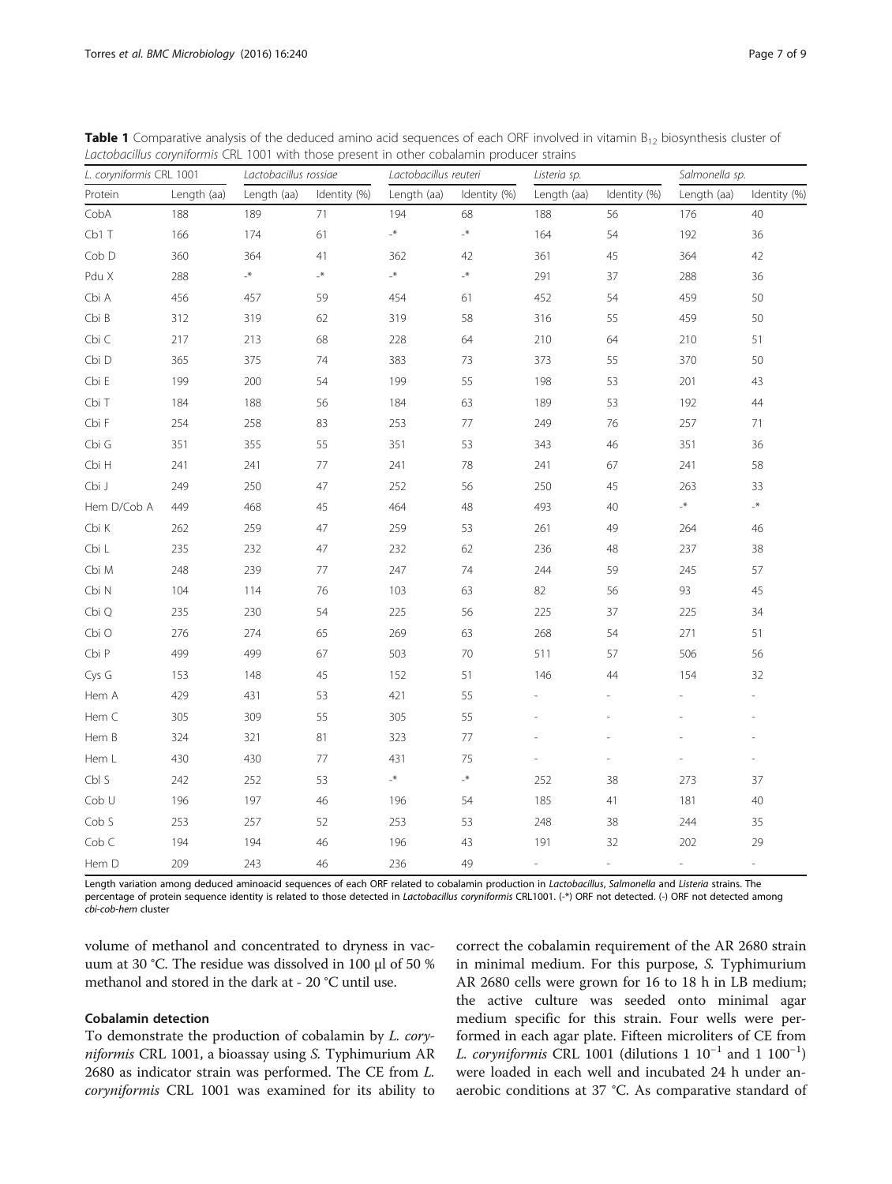**Table 1** Comparative analysis of the deduced amino acid sequences of each ORF involved in vitamin $B_{12}$ biosynthesis cluster of *Lactobacillus coryniformis* CRL 1001 with those present in other cobalamin producer strains

| *L. coryniformis* CRL 1001 | | *Lactobacillus rossiae* | | *Lactobacillus reuteri* | | *Listeria sp.* | | *Salmonella sp.* | |
|---|---|---|---|---|---|---|---|---|---|
| Protein | Length (aa) | Length (aa) | Identity (%) | Length (aa) | Identity (%) | Length (aa) | Identity (%) | Length (aa) | Identity (%) |
| CobA | 188 | 189 | 71 | 194 | 68 | 188 | 56 | 176 | 40 |
| Cb1 T | 166 | 174 | 61 | -* | -* | 164 | 54 | 192 | 36 |
| Cob D | 360 | 364 | 41 | 362 | 42 | 361 | 45 | 364 | 42 |
| Pdu X | 288 | -* | -* | -* | -* | 291 | 37 | 288 | 36 |
| Cbi A | 456 | 457 | 59 | 454 | 61 | 452 | 54 | 459 | 50 |
| Cbi B | 312 | 319 | 62 | 319 | 58 | 316 | 55 | 459 | 50 |
| Cbi C | 217 | 213 | 68 | 228 | 64 | 210 | 64 | 210 | 51 |
| Cbi D | 365 | 375 | 74 | 383 | 73 | 373 | 55 | 370 | 50 |
| Cbi E | 199 | 200 | 54 | 199 | 55 | 198 | 53 | 201 | 43 |
| Cbi T | 184 | 188 | 56 | 184 | 63 | 189 | 53 | 192 | 44 |
| Cbi F | 254 | 258 | 83 | 253 | 77 | 249 | 76 | 257 | 71 |
| Cbi G | 351 | 355 | 55 | 351 | 53 | 343 | 46 | 351 | 36 |
| Cbi H | 241 | 241 | 77 | 241 | 78 | 241 | 67 | 241 | 58 |
| Cbi J | 249 | 250 | 47 | 252 | 56 | 250 | 45 | 263 | 33 |
| Hem D/Cob A | 449 | 468 | 45 | 464 | 48 | 493 | 40 | -* | -* |
| Cbi K | 262 | 259 | 47 | 259 | 53 | 261 | 49 | 264 | 46 |
| Cbi L | 235 | 232 | 47 | 232 | 62 | 236 | 48 | 237 | 38 |
| Cbi M | 248 | 239 | 77 | 247 | 74 | 244 | 59 | 245 | 57 |
| Cbi N | 104 | 114 | 76 | 103 | 63 | 82 | 56 | 93 | 45 |
| Cbi Q | 235 | 230 | 54 | 225 | 56 | 225 | 37 | 225 | 34 |
| Cbi O | 276 | 274 | 65 | 269 | 63 | 268 | 54 | 271 | 51 |
| Cbi P | 499 | 499 | 67 | 503 | 70 | 511 | 57 | 506 | 56 |
| Cys G | 153 | 148 | 45 | 152 | 51 | 146 | 44 | 154 | 32 |
| Hem A | 429 | 431 | 53 | 421 | 55 | - | - | - | - |
| Hem C | 305 | 309 | 55 | 305 | 55 | - | - | - | - |
| Hem B | 324 | 321 | 81 | 323 | 77 | - | - | - | - |
| Hem L | 430 | 430 | 77 | 431 | 75 | - | - | - | - |
| Cbl S | 242 | 252 | 53 | -* | -* | 252 | 38 | 273 | 37 |
| Cob U | 196 | 197 | 46 | 196 | 54 | 185 | 41 | 181 | 40 |
| Cob S | 253 | 257 | 52 | 253 | 53 | 248 | 38 | 244 | 35 |
| Cob C | 194 | 194 | 46 | 196 | 43 | 191 | 32 | 202 | 29 |
| Hem D | 209 | 243 | 46 | 236 | 49 | - | - | - | - |

Length variation among deduced aminoacid sequences of each ORF related to cobalamin production in *Lactobacillus*, *Salmonella* and *Listeria* strains. The percentage of protein sequence identity is related to those detected in *Lactobacillus coryniformis* CRL1001. (-*) ORF not detected. (-) ORF not detected among *cbi-cob-hem* cluster

volume of methanol and concentrated to dryness in vacuum at 30 °C. The residue was dissolved in 100 μl of 50 % methanol and stored in the dark at - 20 °C until use.

#### Cobalamin detection

To demonstrate the production of cobalamin by *L. coryniformis* CRL 1001, a bioassay using *S.* Typhimurium AR 2680 as indicator strain was performed. The CE from *L. coryniformis* CRL 1001 was examined for its ability to correct the cobalamin requirement of the AR 2680 strain in minimal medium. For this purpose, *S.* Typhimurium AR 2680 cells were grown for 16 to 18 h in LB medium; the active culture was seeded onto minimal agar medium specific for this strain. Four wells were performed in each agar plate. Fifteen microliters of CE from *L. coryniformis* CRL 1001 (dilutions 1 $10^{-1}$ and 1 $100^{-1}$) were loaded in each well and incubated 24 h under anaerobic conditions at 37 °C. As comparative standard of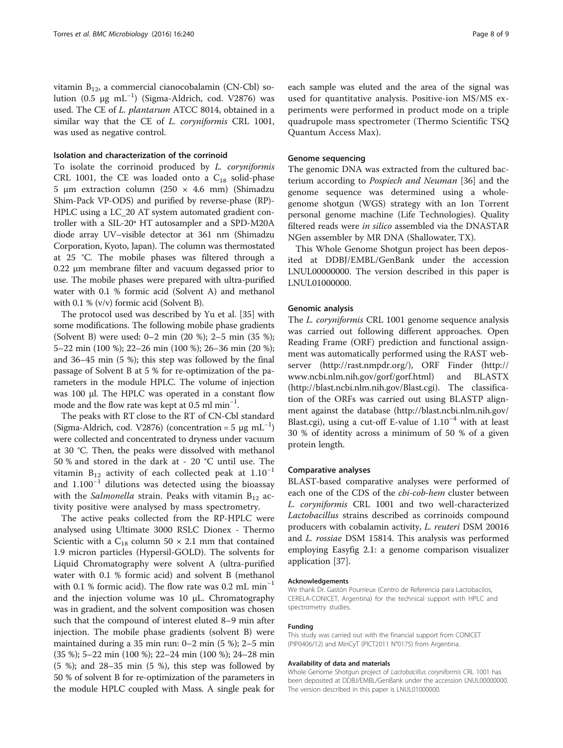vitamin $B_{12}$, a commercial cianocobalamin (CN-Cbl) solution (0.5 μg $mL^{-1}$) (Sigma-Aldrich, cod. V2876) was used. The CE of *L. plantarum* ATCC 8014, obtained in a similar way that the CE of *L. coryniformis* CRL 1001, was used as negative control.

### Isolation and characterization of the corrinoid

To isolate the corrinoid produced by *L. coryniformis* CRL 1001, the CE was loaded onto a $C_{18}$ solid-phase 5 μm extraction column (250 × 4.6 mm) (Shimadzu Shim-Pack VP-ODS) and purified by reverse-phase (RP)-HPLC using a LC_20 AT system automated gradient controller with a SIL-20ª HT autosampler and a SPD-M20A diode array UV–visible detector at 361 nm (Shimadzu Corporation, Kyoto, Japan). The column was thermostated at 25 °C. The mobile phases was filtered through a 0.22 μm membrane filter and vacuum degassed prior to use. The mobile phases were prepared with ultra-purified water with 0.1 % formic acid (Solvent A) and methanol with 0.1 % (v/v) formic acid (Solvent B).

The protocol used was described by Yu et al. [35] with some modifications. The following mobile phase gradients (Solvent B) were used: 0–2 min (20 %); 2–5 min (35 %); 5–22 min (100 %); 22–26 min (100 %); 26–36 min (20 %); and 36–45 min (5 %); this step was followed by the final passage of Solvent B at 5 % for re-optimization of the parameters in the module HPLC. The volume of injection was 100 μl. The HPLC was operated in a constant flow mode and the flow rate was kept at 0.5 ml $min^{-1}$.

The peaks with RT close to the RT of CN-Cbl standard (Sigma-Aldrich, cod. V2876) (concentration = 5 μg $mL^{-1}$) were collected and concentrated to dryness under vacuum at 30 °C. Then, the peaks were dissolved with methanol 50 % and stored in the dark at - 20 °C until use. The vitamin $B_{12}$ activity of each collected peak at $1.10^{-1}$ and $1.100^{-1}$ dilutions was detected using the bioassay with the *Salmonella* strain. Peaks with vitamin $B_{12}$ activity positive were analysed by mass spectrometry.

The active peaks collected from the RP-HPLC were analysed using Ultimate 3000 RSLC Dionex - Thermo Scientic with a $C_{18}$ column 50 × 2.1 mm that contained 1.9 micron particles (Hypersil-GOLD). The solvents for Liquid Chromatography were solvent A (ultra-purified water with 0.1 % formic acid) and solvent B (methanol with 0.1 % formic acid). The flow rate was 0.2 mL $min^{-1}$ and the injection volume was 10 μL. Chromatography was in gradient, and the solvent composition was chosen such that the compound of interest eluted 8–9 min after injection. The mobile phase gradients (solvent B) were maintained during a 35 min run: 0–2 min (5 %); 2–5 min (35 %); 5–22 min (100 %); 22–24 min (100 %); 24–28 min (5 %); and 28–35 min (5 %), this step was followed by 50 % of solvent B for re-optimization of the parameters in the module HPLC coupled with Mass. A single peak for each sample was eluted and the area of the signal was used for quantitative analysis. Positive-ion MS/MS experiments were performed in product mode on a triple quadrupole mass spectrometer (Thermo Scientific TSQ Quantum Access Max).

### Genome sequencing

The genomic DNA was extracted from the cultured bacterium according to *Pospiech and Neuman* [36] and the genome sequence was determined using a whole-genome shotgun (WGS) strategy with an Ion Torrent personal genome machine (Life Technologies). Quality filtered reads were *in silico* assembled via the DNASTAR NGen assembler by MR DNA (Shallowater, TX).

This Whole Genome Shotgun project has been deposited at DDBJ/EMBL/GenBank under the accession LNUL00000000. The version described in this paper is LNUL01000000.

### Genomic analysis

The *L. coryniformis* CRL 1001 genome sequence analysis was carried out following different approaches. Open Reading Frame (ORF) prediction and functional assignment was automatically performed using the RAST webserver (http://rast.nmpdr.org/), ORF Finder (http://www.ncbi.nlm.nih.gov/gorf/gorf.html) and BLASTX (http://blast.ncbi.nlm.nih.gov/Blast.cgi). The classification of the ORFs was carried out using BLASTP alignment against the database (http://blast.ncbi.nlm.nih.gov/Blast.cgi), using a cut-off E-value of $1.10^{-4}$ with at least 30 % of identity across a minimum of 50 % of a given protein length.

### Comparative analyses

BLAST-based comparative analyses were performed of each one of the CDS of the *cbi-cob-hem* cluster between *L. coryniformis* CRL 1001 and two well-characterized *Lactobacillus* strains described as corrinoids compound producers with cobalamin activity, *L. reuteri* DSM 20016 and *L. rossiae* DSM 15814. This analysis was performed employing Easyfig 2.1: a genome comparison visualizer application [37].

#### Acknowledgements

We thank Dr. Gastón Pourrieux (Centro de Referencia para Lactobacilos, CERELA-CONICET, Argentina) for the technical support with HPLC and spectrometry studies.

#### Funding

This study was carried out with the financial support from CONICET (PIP0406/12) and MinCyT (PICT2011 N°0175) from Argentina.

#### Availability of data and materials

Whole Genome Shotgun project of *Lactobacillus coryniformis* CRL 1001 has been deposited at DDBJ/EMBL/GenBank under the accession LNUL00000000. The version described in this paper is LNUL01000000.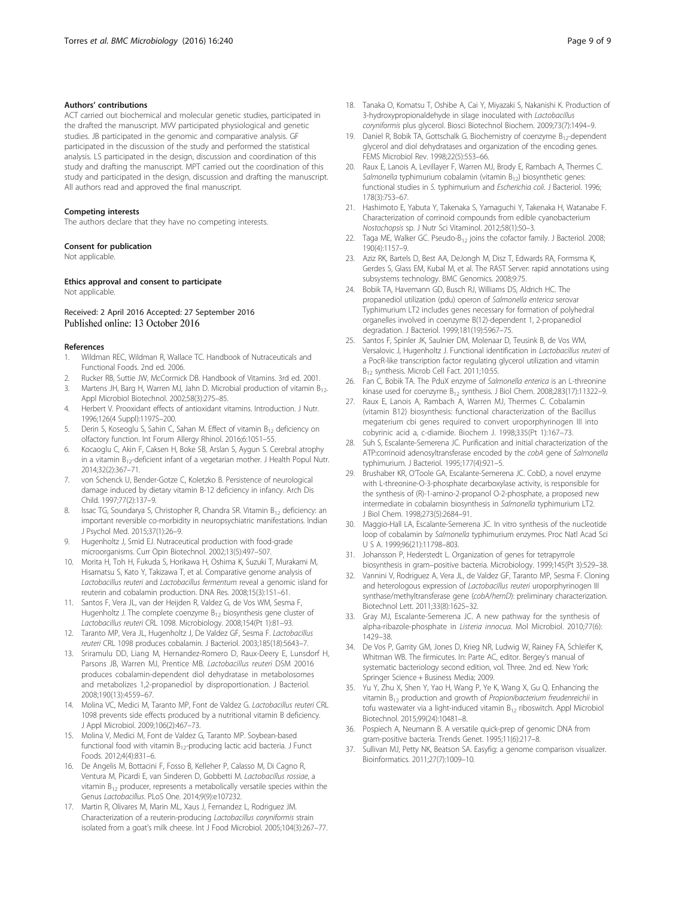#### Authors' contributions

ACT carried out biochemical and molecular genetic studies, participated in the drafted the manuscript. MVV participated physiological and genetic studies. JB participated in the genomic and comparative analysis. GF participated in the discussion of the study and performed the statistical analysis. LS participated in the design, discussion and coordination of this study and drafting the manuscript. MPT carried out the coordination of this study and participated in the design, discussion and drafting the manuscript. All authors read and approved the final manuscript.

#### Competing interests

The authors declare that they have no competing interests.

#### Consent for publication

Not applicable.

#### Ethics approval and consent to participate

Not applicable.

Received: 2 April 2016 Accepted: 27 September 2016
Published online: 13 October 2016

#### References

1. Wildman REC, Wildman R, Wallace TC. Handbook of Nutraceuticals and Functional Foods. 2nd ed. 2006.
2. Rucker RB, Suttie JW, McCormick DB. Handbook of Vitamins. 3rd ed. 2001.
3. Martens JH, Barg H, Warren MJ, Jahn D. Microbial production of vitamin $B_{12}$. Appl Microbiol Biotechnol. 2002;58(3):275–85.
4. Herbert V. Prooxidant effects of antioxidant vitamins. Introduction. J Nutr. 1996;126(4 Suppl):1197S–200.
5. Derin S, Koseoglu S, Sahin C, Sahan M. Effect of vitamin $B_{12}$ deficiency on olfactory function. Int Forum Allergy Rhinol. 2016;6:1051–55.
6. Kocaoglu C, Akin F, Caksen H, Boke SB, Arslan S, Aygun S. Cerebral atrophy in a vitamin $B_{12}$-deficient infant of a vegetarian mother. J Health Popul Nutr. 2014;32(2):367–71.
7. von Schenck U, Bender-Gotze C, Koletzko B. Persistence of neurological damage induced by dietary vitamin B-12 deficiency in infancy. Arch Dis Child. 1997;77(2):137–9.
8. Issac TG, Soundarya S, Christopher R, Chandra SR. Vitamin $B_{12}$ deficiency: an important reversible co-morbidity in neuropsychiatric manifestations. Indian J Psychol Med. 2015;37(1):26–9.
9. Hugenholtz J, Smid EJ. Nutraceutical production with food-grade microorganisms. Curr Opin Biotechnol. 2002;13(5):497–507.
10. Morita H, Toh H, Fukuda S, Horikawa H, Oshima K, Suzuki T, Murakami M, Hisamatsu S, Kato Y, Takizawa T, et al. Comparative genome analysis of *Lactobacillus reuteri* and *Lactobacillus fermentum* reveal a genomic island for reuterin and cobalamin production. DNA Res. 2008;15(3):151–61.
11. Santos F, Vera JL, van der Heijden R, Valdez G, de Vos WM, Sesma F, Hugenholtz J. The complete coenzyme $B_{12}$ biosynthesis gene cluster of *Lactobacillus reuteri* CRL 1098. Microbiology. 2008;154(Pt 1):81–93.
12. Taranto MP, Vera JL, Hugenholtz J, De Valdez GF, Sesma F. *Lactobacillus reuteri* CRL 1098 produces cobalamin. J Bacteriol. 2003;185(18):5643–7.
13. Sriramulu DD, Liang M, Hernandez-Romero D, Raux-Deery E, Lunsdorf H, Parsons JB, Warren MJ, Prentice MB. *Lactobacillus reuteri* DSM 20016 produces cobalamin-dependent diol dehydratase in metabolosomes and metabolizes 1,2-propanediol by disproportionation. J Bacteriol. 2008;190(13):4559–67.
14. Molina VC, Medici M, Taranto MP, Font de Valdez G. *Lactobacillus reuteri* CRL 1098 prevents side effects produced by a nutritional vitamin B deficiency. J Appl Microbiol. 2009;106(2):467–73.
15. Molina V, Medici M, Font de Valdez G, Taranto MP. Soybean-based functional food with vitamin $B_{12}$-producing lactic acid bacteria. J Funct Foods. 2012;4(4):831–6.
16. De Angelis M, Bottacini F, Fosso B, Kelleher P, Calasso M, Di Cagno R, Ventura M, Picardi E, van Sinderen D, Gobbetti M. *Lactobacillus rossiae*, a vitamin $B_{12}$ producer, represents a metabolically versatile species within the Genus *Lactobacillus*. PLoS One. 2014;9(9):e107232.
17. Martin R, Olivares M, Marin ML, Xaus J, Fernandez L, Rodriguez JM. Characterization of a reuterin-producing *Lactobacillus coryniformis* strain isolated from a goat's milk cheese. Int J Food Microbiol. 2005;104(3):267–77.
18. Tanaka O, Komatsu T, Oshibe A, Cai Y, Miyazaki S, Nakanishi K. Production of 3-hydroxypropionaldehyde in silage inoculated with *Lactobacillus coryniformis* plus glycerol. Biosci Biotechnol Biochem. 2009;73(7):1494–9.
19. Daniel R, Bobik TA, Gottschalk G. Biochemistry of coenzyme $B_{12}$-dependent glycerol and diol dehydratases and organization of the encoding genes. FEMS Microbiol Rev. 1998;22(5):553–66.
20. Raux E, Lanois A, Levillayer F, Warren MJ, Brody E, Rambach A, Thermes C. *Salmonella* typhimurium cobalamin (vitamin $B_{12}$) biosynthetic genes: functional studies in *S.* typhimurium and *Escherichia coli*. J Bacteriol. 1996; 178(3):753–67.
21. Hashimoto E, Yabuta Y, Takenaka S, Yamaguchi Y, Takenaka H, Watanabe F. Characterization of corrinoid compounds from edible cyanobacterium *Nostochopsis* sp. J Nutr Sci Vitaminol. 2012;58(1):50–3.
22. Taga ME, Walker GC. Pseudo-$B_{12}$ joins the cofactor family. J Bacteriol. 2008; 190(4):1157–9.
23. Aziz RK, Bartels D, Best AA, DeJongh M, Disz T, Edwards RA, Formsma K, Gerdes S, Glass EM, Kubal M, et al. The RAST Server: rapid annotations using subsystems technology. BMC Genomics. 2008;9:75.
24. Bobik TA, Havemann GD, Busch RJ, Williams DS, Aldrich HC. The propanediol utilization (pdu) operon of *Salmonella enterica* serovar Typhimurium LT2 includes genes necessary for formation of polyhedral organelles involved in coenzyme B(12)-dependent 1, 2-propanediol degradation. J Bacteriol. 1999;181(19):5967–75.
25. Santos F, Spinler JK, Saulnier DM, Molenaar D, Teusink B, de Vos WM, Versalovic J, Hugenholtz J. Functional identification in *Lactobacillus reuteri* of a PocR-like transcription factor regulating glycerol utilization and vitamin $B_{12}$ synthesis. Microb Cell Fact. 2011;10:55.
26. Fan C, Bobik TA. The PduX enzyme of *Salmonella enterica* is an L-threonine kinase used for coenzyme $B_{12}$ synthesis. J Biol Chem. 2008;283(17):11322–9.
27. Raux E, Lanois A, Rambach A, Warren MJ, Thermes C. Cobalamin (vitamin B12) biosynthesis: functional characterization of the Bacillus megaterium cbi genes required to convert uroporphyrinogen III into cobyrinic acid a, c-diamide. Biochem J. 1998;335(Pt 1):167–73.
28. Suh S, Escalante-Semerena JC. Purification and initial characterization of the ATP:corrinoid adenosyltransferase encoded by the *cobA* gene of *Salmonella* typhimurium. J Bacteriol. 1995;177(4):921–5.
29. Brushaber KR, O'Toole GA, Escalante-Semerena JC. CobD, a novel enzyme with L-threonine-O-3-phosphate decarboxylase activity, is responsible for the synthesis of (R)-1-amino-2-propanol O-2-phosphate, a proposed new intermediate in cobalamin biosynthesis in *Salmonella* typhimurium LT2. J Biol Chem. 1998;273(5):2684–91.
30. Maggio-Hall LA, Escalante-Semerena JC. In vitro synthesis of the nucleotide loop of cobalamin by *Salmonella* typhimurium enzymes. Proc Natl Acad Sci U S A. 1999;96(21):11798–803.
31. Johansson P, Hederstedt L. Organization of genes for tetrapyrrole biosynthesis in gram–positive bacteria. Microbiology. 1999;145(Pt 3):529–38.
32. Vannini V, Rodriguez A, Vera JL, de Valdez GF, Taranto MP, Sesma F. Cloning and heterologous expression of *Lactobacillus reuteri* uroporphyrinogen III synthase/methyltransferase gene (*cobA/hemD*): preliminary characterization. Biotechnol Lett. 2011;33(8):1625–32.
33. Gray MJ, Escalante-Semerena JC. A new pathway for the synthesis of alpha-ribazole-phosphate in *Listeria innocua*. Mol Microbiol. 2010;77(6): 1429–38.
34. De Vos P, Garrity GM, Jones D, Krieg NR, Ludwig W, Rainey FA, Schleifer K, Whitman WB. The firmicutes. In: Parte AC, editor. Bergey's manual of systematic bacteriology second edition, vol. Three. 2nd ed. New York: Springer Science + Business Media; 2009.
35. Yu Y, Zhu X, Shen Y, Yao H, Wang P, Ye K, Wang X, Gu Q. Enhancing the vitamin $B_{12}$ production and growth of *Propionibacterium freudenreichii* in tofu wastewater via a light-induced vitamin $B_{12}$ riboswitch. Appl Microbiol Biotechnol. 2015;99(24):10481–8.
36. Pospiech A, Neumann B. A versatile quick-prep of genomic DNA from gram-positive bacteria. Trends Genet. 1995;11(6):217–8.
37. Sullivan MJ, Petty NK, Beatson SA. Easyfig: a genome comparison visualizer. Bioinformatics. 2011;27(7):1009–10.